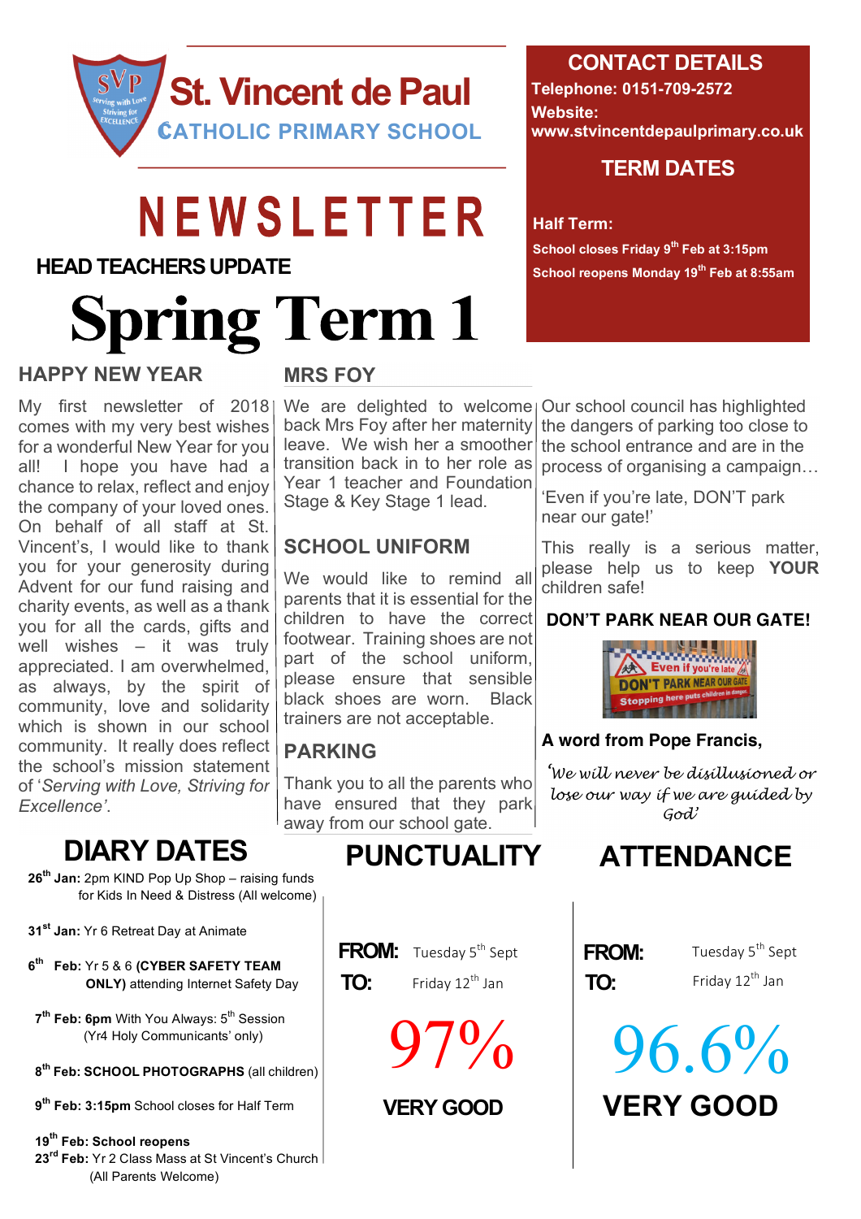# St. Vincent de Paul

## CATHOLIC PRIMARY SCHOOL

# NEWSLETTER

## HEAD TEACHERS UPDATE

# Spring Term 1

## CONTACT DETAILS

**Telephone: 0151-709-2572**

**Website: www.stvincentdepaulprimary.co.uk**

## TERM DATES

**Half Term:**

**School closes Friday 9th Feb at 3:15pm**

**School reopens Monday 19th Feb at 8:55am**

### HAPPY NEW YEAR

My first newsletter of 2018 comes with my very best wishes for a wonderful New Year for you all! I hope you have had a chance to relax, reflect and enjoy the company of your loved ones. On behalf of all staff at St. Vincent's, I would like to thank you for your generosity during Advent for our fund raising and charity events, as well as a thank you for all the cards, gifts and well wishes – it was truly appreciated. I am overwhelmed, as always, by the spirit of community, love and solidarity which is shown in our school community. It really does reflect the school's mission statement of '*Serving with Love, Striving for Excellence*'.

### MRS FOY

We are delighted to welcome back Mrs Foy after her maternity leave. We wish her a smoother transition back in to her role as Year 1 teacher and Foundation Stage & Key Stage 1 lead.

### SCHOOL UNIFORM

We would like to remind all parents that it is essential for the children to have the correct footwear. Training shoes are not part of the school uniform, please ensure that sensible black shoes are worn. Black trainers are not acceptable.

### PARKING

Thank you to all the parents who have ensured that they park away from our school gate.

Our school council has highlighted the dangers of parking too close to the school entrance and are in the process of organising a campaign…

'Even if you're late, DON'T park near our gate!'

This really is a serious matter, please help us to keep **YOUR** children safe!

**DON'T PARK NEAR OUR GATE!**

**A word from Pope Francis,**

*'We will never be disillusioned or lose our way if we are guided by God'*

## DIARY DATES

**26th Jan:** 2pm KIND Pop Up Shop – raising funds for Kids In Need & Distress (All welcome)

**31st Jan:** Yr 6 Retreat Day at Animate

**6th Feb:** Yr 5 & 6 **(CYBER SAFETY TEAM ONLY)** attending Internet Safety Day

**7th Feb: 6pm** With You Always: 5th Session (Yr4 Holy Communicants' only)

**8th Feb: SCHOOL PHOTOGRAPHS** (all children)

**9th Feb: 3:15pm** School closes for Half Term

**19th Feb: School reopens**

**23rd Feb:** Yr 2 Class Mass at St Vincent's Church (All Parents Welcome)

## PUNCTUALITY

**FROM:** Tuesday 5th Sept

**TO:** Friday 12th Jan

# 97%

**VERY GOOD**

## ATTENDANCE

**FROM:** Tuesday 5th Sept

**TO:** Friday 12th Jan

# 96.6%

**VERY GOOD**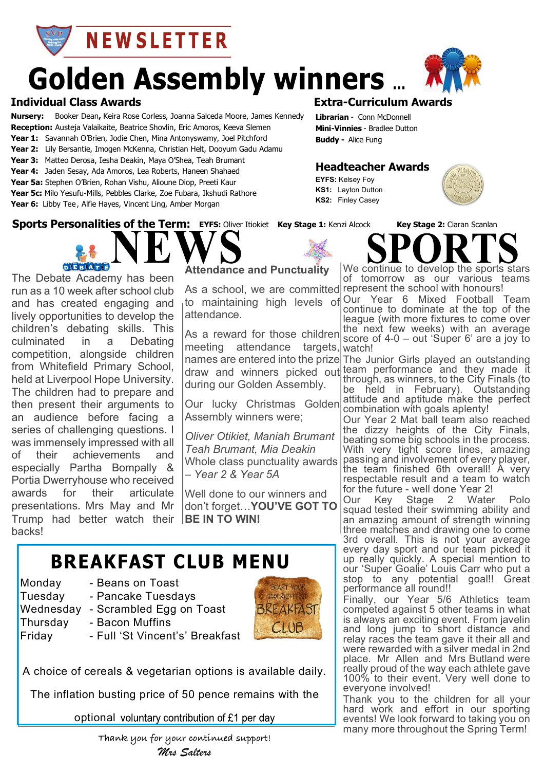# NEWSLETTER

# Golden Assembly winners ...

## Individual Class Awards

**Nursery:** Booker Dean, Keira Rose Corless, Joanna Salceda Moore, James Kennedy
**Reception:** Austeja Valaikaite, Beatrice Shovlin, Eric Amoros, Keeva Slemen
**Year 1:** Savannah O'Brien, Jodie Chen, Mina Antonyswamy, Joel Pitchford
**Year 2:** Lily Bersantie, Imogen McKenna, Christian Helt, Dooyum Gadu Adamu
**Year 3:** Matteo Derosa, Iesha Deakin, Maya O'Shea, Teah Brumant
**Year 4:** Jaden Sesay, Ada Amoros, Lea Roberts, Haneen Shahaed
**Year 5a:** Stephen O'Brien, Rohan Vishu, Alioune Diop, Preeti Kaur
**Year 5c:** Milo Yesufu-Mills, Pebbles Clarke, Zoe Fubara, Ikshudi Rathore
**Year 6:** Libby Tee, Alfie Hayes, Vincent Ling, Amber Morgan

## Extra-Curriculum Awards

**Librarian** - Conn McDonnell
**Mini-Vinnies** - Bradlee Dutton
**Buddy -** Alice Fung

## Headteacher Awards

**EYFS:** Kelsey Foy
**KS1:** Layton Dutton
**KS2:** Finley Casey

**Sports Personalities of the Term:** **EYFS:** Oliver Itiokiet **Key Stage 1:** Kenzi Alcock **Key Stage 2:** Ciaran Scanlan

# NEWS

The Debate Academy has been run as a 10 week after school club and has created engaging and lively opportunities to develop the children's debating skills. This culminated in a Debating competition, alongside children from Whitefield Primary School, held at Liverpool Hope University. The children had to prepare and then present their arguments to an audience before facing a series of challenging questions. I was immensely impressed with all of their achievements and especially Partha Bompally & Portia Dwerryhouse who received awards for their articulate presentations. Mrs May and Mr Trump had better watch their backs!

### Attendance and Punctuality

As a school, we are committed to maintaining high levels of attendance.

As a reward for those children meeting attendance targets, names are entered into the prize draw and winners picked out during our Golden Assembly.

Our lucky Christmas Golden Assembly winners were;

*Oliver Otikiet, Maniah Brumant*
*Teah Brumant, Mia Deakin*
Whole class punctuality awards *– Year 2 & Year 5A*

Well done to our winners and don't forget…**YOU'VE GOT TO BE IN TO WIN!**

## BREAKFAST CLUB MENU

| | |
|---|---|
| Monday | - Beans on Toast |
| Tuesday | - Pancake Tuesdays |
| Wednesday | - Scrambled Egg on Toast |
| Thursday | - Bacon Muffins |
| Friday | - Full 'St Vincent's' Breakfast |

START YOUR DAY RIGHT AT BREAKFAST CLUB

A choice of cereals & vegetarian options is available daily.

The inflation busting price of 50 pence remains with the optional voluntary contribution of £1 per day

# SPORTS

We continue to develop the sports stars of tomorrow as our various teams represent the school with honours!

Our Year 6 Mixed Football Team continue to dominate at the top of the league (with more fixtures to come over the next few weeks) with an average score of 4-0 – out 'Super 6' are a joy to watch!

The Junior Girls played an outstanding team performance and they made it through, as winners, to the City Finals (to be held in February). Outstanding attitude and aptitude make the perfect combination with goals aplenty!

Our Year 2 Mat ball team also reached the dizzy heights of the City Finals, beating some big schools in the process. With very tight score lines, amazing passing and involvement of every player, the team finished 6th overall! A very respectable result and a team to watch for the future - well done Year 2!

Our Key Stage 2 Water Polo squad tested their swimming ability and an amazing amount of strength winning three matches and drawing one to come 3rd overall. This is not your average every day sport and our team picked it up really quickly. A special mention to our 'Super Goalie' Louis Carr who put a stop to any potential goal!! Great performance all round!!

Finally, our Year 5/6 Athletics team competed against 5 other teams in what is always an exciting event. From javelin and long jump to short distance and relay races the team gave it their all and were rewarded with a silver medal in 2nd place. Mr Allen and Mrs Butland were really proud of the way each athlete gave 100% to their event. Very well done to everyone involved!

Thank you to the children for all your hard work and effort in our sporting events! We look forward to taking you on many more throughout the Spring Term!

Thank you for your continued support!
*Mrs Salters*